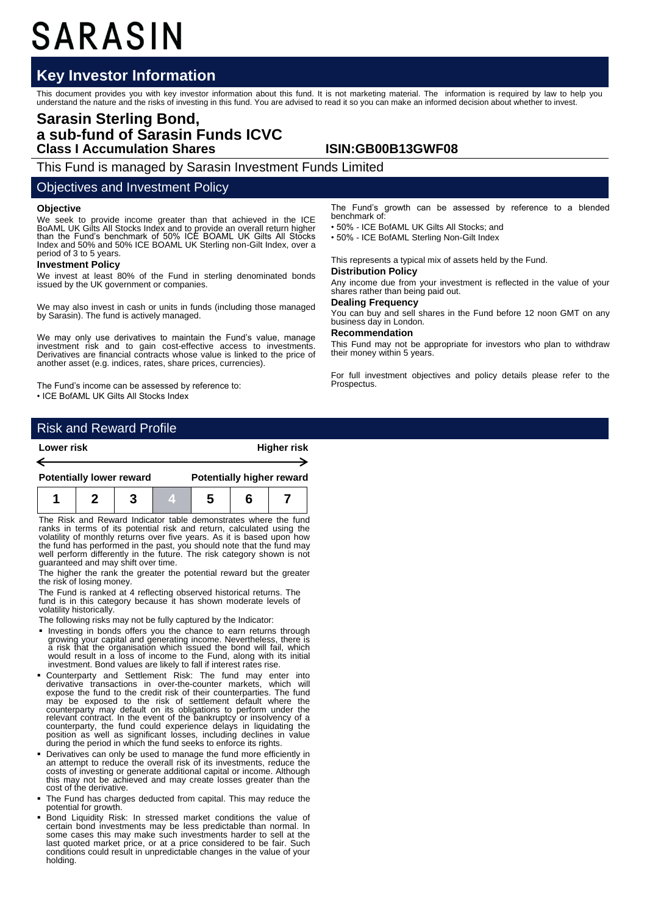# SARASIN

## Key Investor Information

This document provides you with key investor information about this fund. It is not marketing material. The information is required by law to help you understand the nature and the risks of investing in this fund. You are advised to read it so you can make an informed decision about whether to invest.

# Sarasin Sterling Bond, a sub-fund of Sarasin Funds ICVC

**Class I Accumulation Shares** **ISIN:GB00B13GWF08**

This Fund is managed by Sarasin Investment Funds Limited

## Objectives and Investment Policy

### Objective

We seek to provide income greater than that achieved in the ICE BoAML UK Gilts All Stocks Index and to provide an overall return higher than the Fund's benchmark of 50% ICE BOAML UK Gilts All Stocks Index and 50% and 50% ICE BOAML UK Sterling non-Gilt Index, over a period of 3 to 5 years.

### Investment Policy

We invest at least 80% of the Fund in sterling denominated bonds issued by the UK government or companies.

We may also invest in cash or units in funds (including those managed by Sarasin). The fund is actively managed.

We may only use derivatives to maintain the Fund's value, manage investment risk and to gain cost-effective access to investments. Derivatives are financial contracts whose value is linked to the price of another asset (e.g. indices, rates, share prices, currencies).

The Fund's income can be assessed by reference to:

- ICE BofAML UK Gilts All Stocks Index

The Fund's growth can be assessed by reference to a blended benchmark of:

- 50% - ICE BofAML UK Gilts All Stocks; and
- 50% - ICE BofAML Sterling Non-Gilt Index

This represents a typical mix of assets held by the Fund.

### Distribution Policy

Any income due from your investment is reflected in the value of your shares rather than being paid out.

### Dealing Frequency

You can buy and sell shares in the Fund before 12 noon GMT on any business day in London.

### Recommendation

This Fund may not be appropriate for investors who plan to withdraw their money within 5 years.

For full investment objectives and policy details please refer to the Prospectus.

## Risk and Reward Profile

**Lower risk** — **Higher risk**

**Potentially lower reward** — **Potentially higher reward**

| 1 | 2 | 3 | **4** | 5 | 6 | 7 |
|---|---|---|---|---|---|---|

The Risk and Reward Indicator table demonstrates where the fund ranks in terms of its potential risk and return, calculated using the volatility of monthly returns over five years. As it is based upon how the fund has performed in the past, you should note that the fund may well perform differently in the future. The risk category shown is not guaranteed and may shift over time.

The higher the rank the greater the potential reward but the greater the risk of losing money.

The Fund is ranked at 4 reflecting observed historical returns. The fund is in this category because it has shown moderate levels of volatility historically.

The following risks may not be fully captured by the Indicator:

- Investing in bonds offers you the chance to earn returns through growing your capital and generating income. Nevertheless, there is a risk that the organisation which issued the bond will fail, which would result in a loss of income to the Fund, along with its initial investment. Bond values are likely to fall if interest rates rise.
- Counterparty and Settlement Risk: The fund may enter into derivative transactions in over-the-counter markets, which will expose the fund to the credit risk of their counterparties. The fund may be exposed to the risk of settlement default where the counterparty may default on its obligations to perform under the relevant contract. In the event of the bankruptcy or insolvency of a counterparty, the fund could experience delays in liquidating the position as well as significant losses, including declines in value during the period in which the fund seeks to enforce its rights.
- Derivatives can only be used to manage the fund more efficiently in an attempt to reduce the overall risk of its investments, reduce the costs of investing or generate additional capital or income. Although this may not be achieved and may create losses greater than the cost of the derivative.
- The Fund has charges deducted from capital. This may reduce the potential for growth.
- Bond Liquidity Risk: In stressed market conditions the value of certain bond investments may be less predictable than normal. In some cases this may make such investments harder to sell at the last quoted market price, or at a price considered to be fair. Such conditions could result in unpredictable changes in the value of your holding.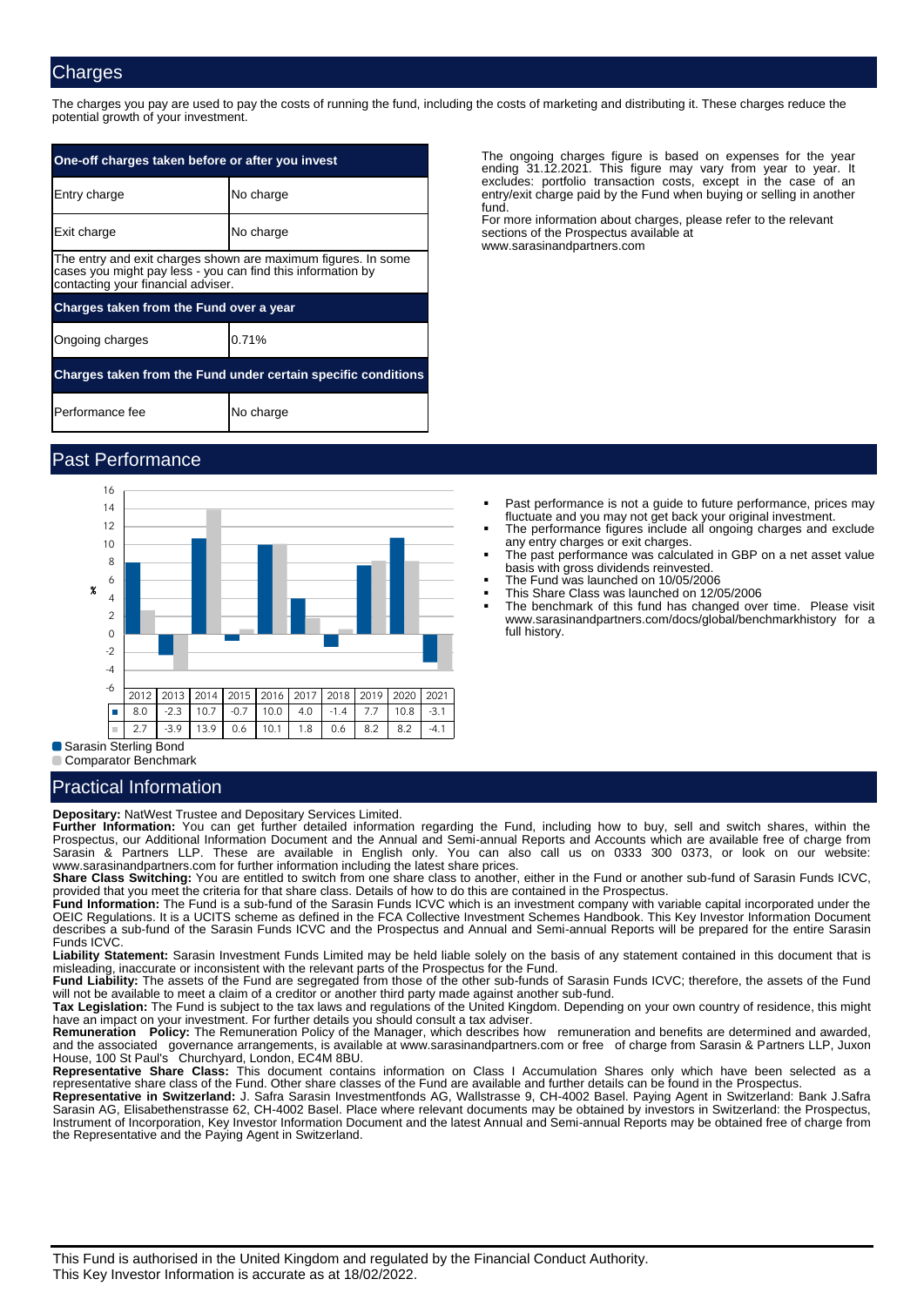## Charges

The charges you pay are used to pay the costs of running the fund, including the costs of marketing and distributing it. These charges reduce the potential growth of your investment.

| One-off charges taken before or after you invest | |
|---|---|
| Entry charge | No charge |
| Exit charge | No charge |
| The entry and exit charges shown are maximum figures. In some cases you might pay less - you can find this information by contacting your financial adviser. | |
| **Charges taken from the Fund over a year** | |
| Ongoing charges | 0.71% |
| **Charges taken from the Fund under certain specific conditions** | |
| Performance fee | No charge |

The ongoing charges figure is based on expenses for the year ending 31.12.2021. This figure may vary from year to year. It excludes: portfolio transaction costs, except in the case of an entry/exit charge paid by the Fund when buying or selling in another fund.

For more information about charges, please refer to the relevant sections of the Prospectus available at www.sarasinandpartners.com

## Past Performance

16
14
12
10
8
6
4
2
0
-2
-4
-6

%

2012 2013 2014 2015 2016 2017 2018 2019 2020 2021

8.0 -2.3 10.7 -0.7 10.0 4.0 -1.4 7.7 10.8 -3.1

2.7 -3.9 13.9 0.6 10.1 1.8 0.6 8.2 8.2 -4.1

Sarasin Sterling Bond

Comparator Benchmark

- Past performance is not a guide to future performance, prices may fluctuate and you may not get back your original investment.
- The performance figures include all ongoing charges and exclude any entry charges or exit charges.
- The past performance was calculated in GBP on a net asset value basis with gross dividends reinvested.
- The Fund was launched on 10/05/2006
- This Share Class was launched on 12/05/2006
- The benchmark of this fund has changed over time. Please visit www.sarasinandpartners.com/docs/global/benchmarkhistory for a full history.

## Practical Information

**Depositary:** NatWest Trustee and Depositary Services Limited.

**Further Information:** You can get further detailed information regarding the Fund, including how to buy, sell and switch shares, within the Prospectus, our Additional Information Document and the Annual and Semi-annual Reports and Accounts which are available free of charge from Sarasin & Partners LLP. These are available in English only. You can also call us on 0333 300 0373, or look on our website: www.sarasinandpartners.com for further information including the latest share prices.

**Share Class Switching:** You are entitled to switch from one share class to another, either in the Fund or another sub-fund of Sarasin Funds ICVC, provided that you meet the criteria for that share class. Details of how to do this are contained in the Prospectus.

**Fund Information:** The Fund is a sub-fund of the Sarasin Funds ICVC which is an investment company with variable capital incorporated under the OEIC Regulations. It is a UCITS scheme as defined in the FCA Collective Investment Schemes Handbook. This Key Investor Information Document describes a sub-fund of the Sarasin Funds ICVC and the Prospectus and Annual and Semi-annual Reports will be prepared for the entire Sarasin Funds ICVC.

**Liability Statement:** Sarasin Investment Funds Limited may be held liable solely on the basis of any statement contained in this document that is misleading, inaccurate or inconsistent with the relevant parts of the Prospectus for the Fund.

**Fund Liability:** The assets of the Fund are segregated from those of the other sub-funds of Sarasin Funds ICVC; therefore, the assets of the Fund will not be available to meet a claim of a creditor or another third party made against another sub-fund.

**Tax Legislation:** The Fund is subject to the tax laws and regulations of the United Kingdom. Depending on your own country of residence, this might have an impact on your investment. For further details you should consult a tax adviser.

**Remuneration Policy:** The Remuneration Policy of the Manager, which describes how remuneration and benefits are determined and awarded, and the associated governance arrangements, is available at www.sarasinandpartners.com or free of charge from Sarasin & Partners LLP, Juxon House, 100 St Paul's Churchyard, London, EC4M 8BU.

**Representative Share Class:** This document contains information on Class I Accumulation Shares only which have been selected as a representative share class of the Fund. Other share classes of the Fund are available and further details can be found in the Prospectus.

**Representative in Switzerland:** J. Safra Sarasin Investmentfonds AG, Wallstrasse 9, CH-4002 Basel. Paying Agent in Switzerland: Bank J.Safra Sarasin AG, Elisabethenstrasse 62, CH-4002 Basel. Place where relevant documents may be obtained by investors in Switzerland: the Prospectus, Instrument of Incorporation, Key Investor Information Document and the latest Annual and Semi-annual Reports may be obtained free of charge from the Representative and the Paying Agent in Switzerland.

This Fund is authorised in the United Kingdom and regulated by the Financial Conduct Authority.
This Key Investor Information is accurate as at 18/02/2022.